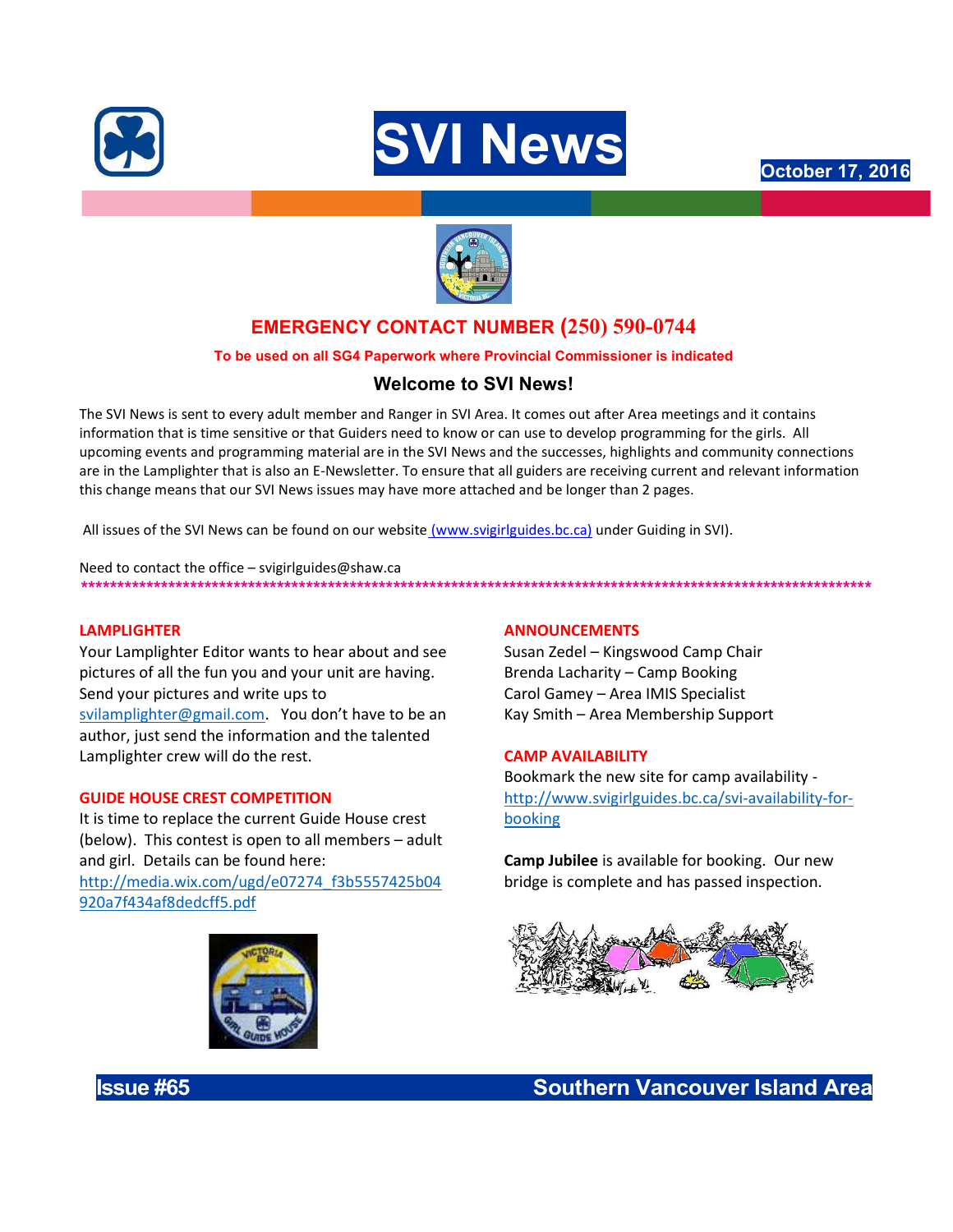# SVI News

October 17, 2016

**EMERGENCY CONTACT NUMBER (250) 590-0744**

**To be used on all SG4 Paperwork where Provincial Commissioner is indicated**

## Welcome to SVI News!

The SVI News is sent to every adult member and Ranger in SVI Area. It comes out after Area meetings and it contains information that is time sensitive or that Guiders need to know or can use to develop programming for the girls. All upcoming events and programming material are in the SVI News and the successes, highlights and community connections are in the Lamplighter that is also an E-Newsletter. To ensure that all guiders are receiving current and relevant information this change means that our SVI News issues may have more attached and be longer than 2 pages.

All issues of the SVI News can be found on our website (www.svigirlguides.bc.ca) under Guiding in SVI).

Need to contact the office – svigirlguides@shaw.ca

**************************************************************************************************************

### LAMPLIGHTER

Your Lamplighter Editor wants to hear about and see pictures of all the fun you and your unit are having. Send your pictures and write ups to svilamplighter@gmail.com. You don't have to be an author, just send the information and the talented Lamplighter crew will do the rest.

### GUIDE HOUSE CREST COMPETITION

It is time to replace the current Guide House crest (below). This contest is open to all members – adult and girl. Details can be found here: http://media.wix.com/ugd/e07274_f3b5557425b04920a7f434af8dedcff5.pdf

### ANNOUNCEMENTS

Susan Zedel – Kingswood Camp Chair
Brenda Lacharity – Camp Booking
Carol Gamey – Area IMIS Specialist
Kay Smith – Area Membership Support

### CAMP AVAILABILITY

Bookmark the new site for camp availability - http://www.svigirlguides.bc.ca/svi-availability-for-booking

**Camp Jubilee** is available for booking. Our new bridge is complete and has passed inspection.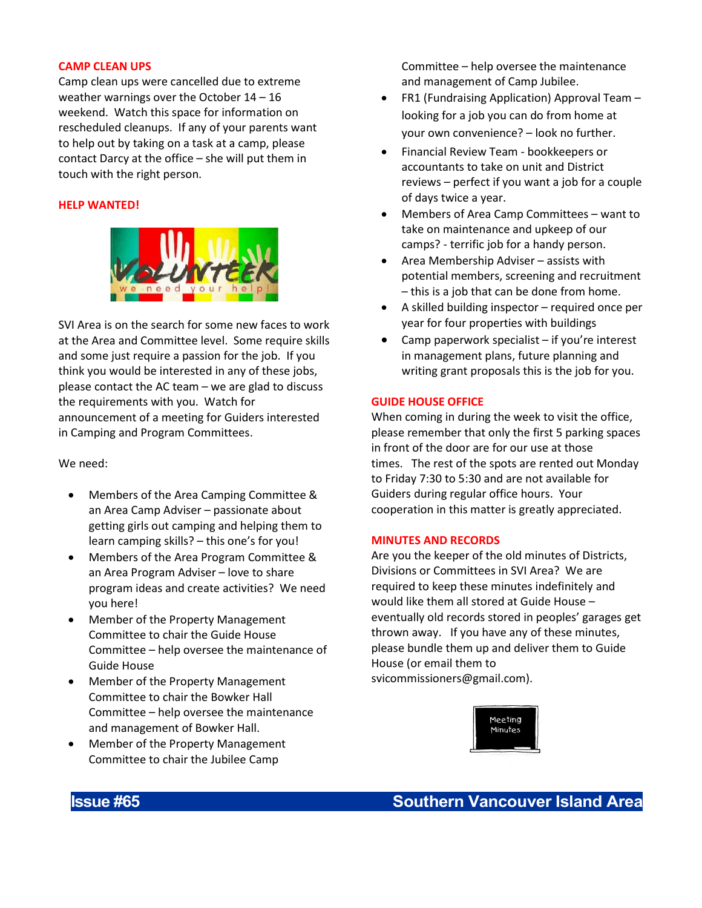## CAMP CLEAN UPS

Camp clean ups were cancelled due to extreme weather warnings over the October 14 – 16 weekend. Watch this space for information on rescheduled cleanups. If any of your parents want to help out by taking on a task at a camp, please contact Darcy at the office – she will put them in touch with the right person.

## HELP WANTED!

SVI Area is on the search for some new faces to work at the Area and Committee level. Some require skills and some just require a passion for the job. If you think you would be interested in any of these jobs, please contact the AC team – we are glad to discuss the requirements with you. Watch for announcement of a meeting for Guiders interested in Camping and Program Committees.

We need:

- Members of the Area Camping Committee & an Area Camp Adviser – passionate about getting girls out camping and helping them to learn camping skills? – this one's for you!
- Members of the Area Program Committee & an Area Program Adviser – love to share program ideas and create activities? We need you here!
- Member of the Property Management Committee to chair the Guide House Committee – help oversee the maintenance of Guide House
- Member of the Property Management Committee to chair the Bowker Hall Committee – help oversee the maintenance and management of Bowker Hall.
- Member of the Property Management Committee to chair the Jubilee Camp Committee – help oversee the maintenance and management of Camp Jubilee.
- FR1 (Fundraising Application) Approval Team – looking for a job you can do from home at your own convenience? – look no further.
- Financial Review Team - bookkeepers or accountants to take on unit and District reviews – perfect if you want a job for a couple of days twice a year.
- Members of Area Camp Committees – want to take on maintenance and upkeep of our camps? - terrific job for a handy person.
- Area Membership Adviser – assists with potential members, screening and recruitment – this is a job that can be done from home.
- A skilled building inspector – required once per year for four properties with buildings
- Camp paperwork specialist – if you're interest in management plans, future planning and writing grant proposals this is the job for you.

## GUIDE HOUSE OFFICE

When coming in during the week to visit the office, please remember that only the first 5 parking spaces in front of the door are for our use at those times. The rest of the spots are rented out Monday to Friday 7:30 to 5:30 and are not available for Guiders during regular office hours. Your cooperation in this matter is greatly appreciated.

## MINUTES AND RECORDS

Are you the keeper of the old minutes of Districts, Divisions or Committees in SVI Area? We are required to keep these minutes indefinitely and would like them all stored at Guide House – eventually old records stored in peoples' garages get thrown away. If you have any of these minutes, please bundle them up and deliver them to Guide House (or email them to svicommissioners@gmail.com).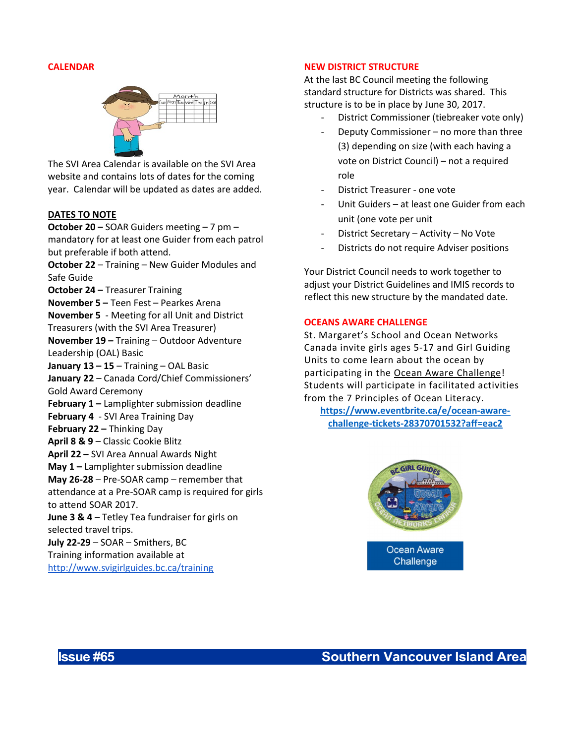## CALENDAR

The SVI Area Calendar is available on the SVI Area website and contains lots of dates for the coming year. Calendar will be updated as dates are added.

### DATES TO NOTE

**October 20 –** SOAR Guiders meeting – 7 pm – mandatory for at least one Guider from each patrol but preferable if both attend.
**October 22** – Training – New Guider Modules and Safe Guide
**October 24 –** Treasurer Training
**November 5 –** Teen Fest – Pearkes Arena
**November 5** - Meeting for all Unit and District Treasurers (with the SVI Area Treasurer)
**November 19 –** Training – Outdoor Adventure Leadership (OAL) Basic
**January 13 – 15** – Training – OAL Basic
**January 22** – Canada Cord/Chief Commissioners' Gold Award Ceremony
**February 1 –** Lamplighter submission deadline
**February 4** - SVI Area Training Day
**February 22 –** Thinking Day
**April 8 & 9** – Classic Cookie Blitz
**April 22 –** SVI Area Annual Awards Night
**May 1 –** Lamplighter submission deadline
**May 26-28** – Pre-SOAR camp – remember that attendance at a Pre-SOAR camp is required for girls to attend SOAR 2017.
**June 3 & 4** – Tetley Tea fundraiser for girls on selected travel trips.
**July 22-29** – SOAR – Smithers, BC
Training information available at http://www.svigirlguides.bc.ca/training

## NEW DISTRICT STRUCTURE

At the last BC Council meeting the following standard structure for Districts was shared. This structure is to be in place by June 30, 2017.

- District Commissioner (tiebreaker vote only)
- Deputy Commissioner – no more than three (3) depending on size (with each having a vote on District Council) – not a required role
- District Treasurer - one vote
- Unit Guiders – at least one Guider from each unit (one vote per unit
- District Secretary – Activity – No Vote
- Districts do not require Adviser positions

Your District Council needs to work together to adjust your District Guidelines and IMIS records to reflect this new structure by the mandated date.

## OCEANS AWARE CHALLENGE

St. Margaret's School and Ocean Networks Canada invite girls ages 5-17 and Girl Guiding Units to come learn about the ocean by participating in the Ocean Aware Challenge! Students will participate in facilitated activities from the 7 Principles of Ocean Literacy.

**https://www.eventbrite.ca/e/ocean-aware-challenge-tickets-28370701532?aff=eac2**

Ocean Aware Challenge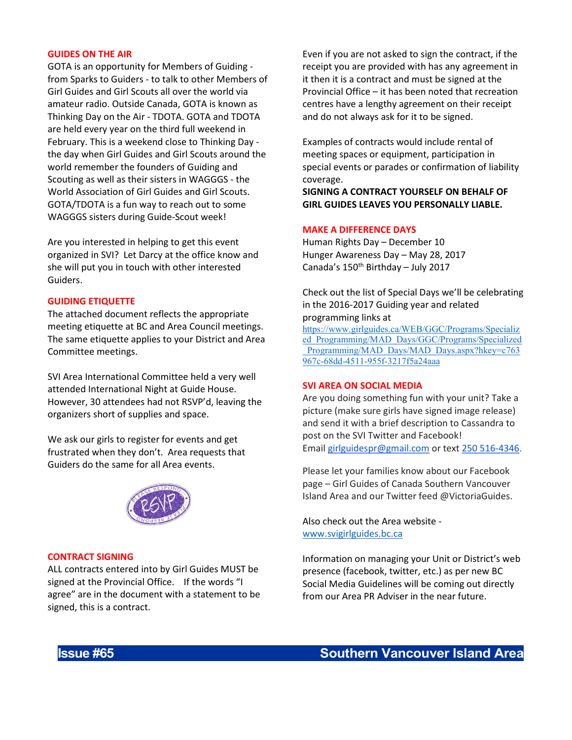## GUIDES ON THE AIR

GOTA is an opportunity for Members of Guiding - from Sparks to Guiders - to talk to other Members of Girl Guides and Girl Scouts all over the world via amateur radio. Outside Canada, GOTA is known as Thinking Day on the Air - TDOTA. GOTA and TDOTA are held every year on the third full weekend in February. This is a weekend close to Thinking Day - the day when Girl Guides and Girl Scouts around the world remember the founders of Guiding and Scouting as well as their sisters in WAGGGS - the World Association of Girl Guides and Girl Scouts. GOTA/TDOTA is a fun way to reach out to some WAGGGS sisters during Guide-Scout week!

Are you interested in helping to get this event organized in SVI? Let Darcy at the office know and she will put you in touch with other interested Guiders.

## GUIDING ETIQUETTE

The attached document reflects the appropriate meeting etiquette at BC and Area Council meetings. The same etiquette applies to your District and Area Committee meetings.

SVI Area International Committee held a very well attended International Night at Guide House. However, 30 attendees had not RSVP'd, leaving the organizers short of supplies and space.

We ask our girls to register for events and get frustrated when they don't. Area requests that Guiders do the same for all Area events.

## CONTRACT SIGNING

ALL contracts entered into by Girl Guides MUST be signed at the Provincial Office. If the words "I agree" are in the document with a statement to be signed, this is a contract.

Even if you are not asked to sign the contract, if the receipt you are provided with has any agreement in it then it is a contract and must be signed at the Provincial Office – it has been noted that recreation centres have a lengthy agreement on their receipt and do not always ask for it to be signed.

Examples of contracts would include rental of meeting spaces or equipment, participation in special events or parades or confirmation of liability coverage.

**SIGNING A CONTRACT YOURSELF ON BEHALF OF GIRL GUIDES LEAVES YOU PERSONALLY LIABLE.**

## MAKE A DIFFERENCE DAYS

Human Rights Day – December 10
Hunger Awareness Day – May 28, 2017
Canada's 150th Birthday – July 2017

Check out the list of Special Days we'll be celebrating in the 2016-2017 Guiding year and related programming links at https://www.girlguides.ca/WEB/GGC/Programs/Specialized_Programming/MAD_Days/GGC/Programs/Specialized_Programming/MAD_Days/MAD_Days.aspx?hkey=c763967c-68dd-4511-955f-3217f5a24aaa

## SVI AREA ON SOCIAL MEDIA

Are you doing something fun with your unit? Take a picture (make sure girls have signed image release) and send it with a brief description to Cassandra to post on the SVI Twitter and Facebook!
Email girlguidespr@gmail.com or text 250 516-4346.

Please let your families know about our Facebook page – Girl Guides of Canada Southern Vancouver Island Area and our Twitter feed @VictoriaGuides.

Also check out the Area website - www.svigirlguides.bc.ca

Information on managing your Unit or District's web presence (facebook, twitter, etc.) as per new BC Social Media Guidelines will be coming out directly from our Area PR Adviser in the near future.